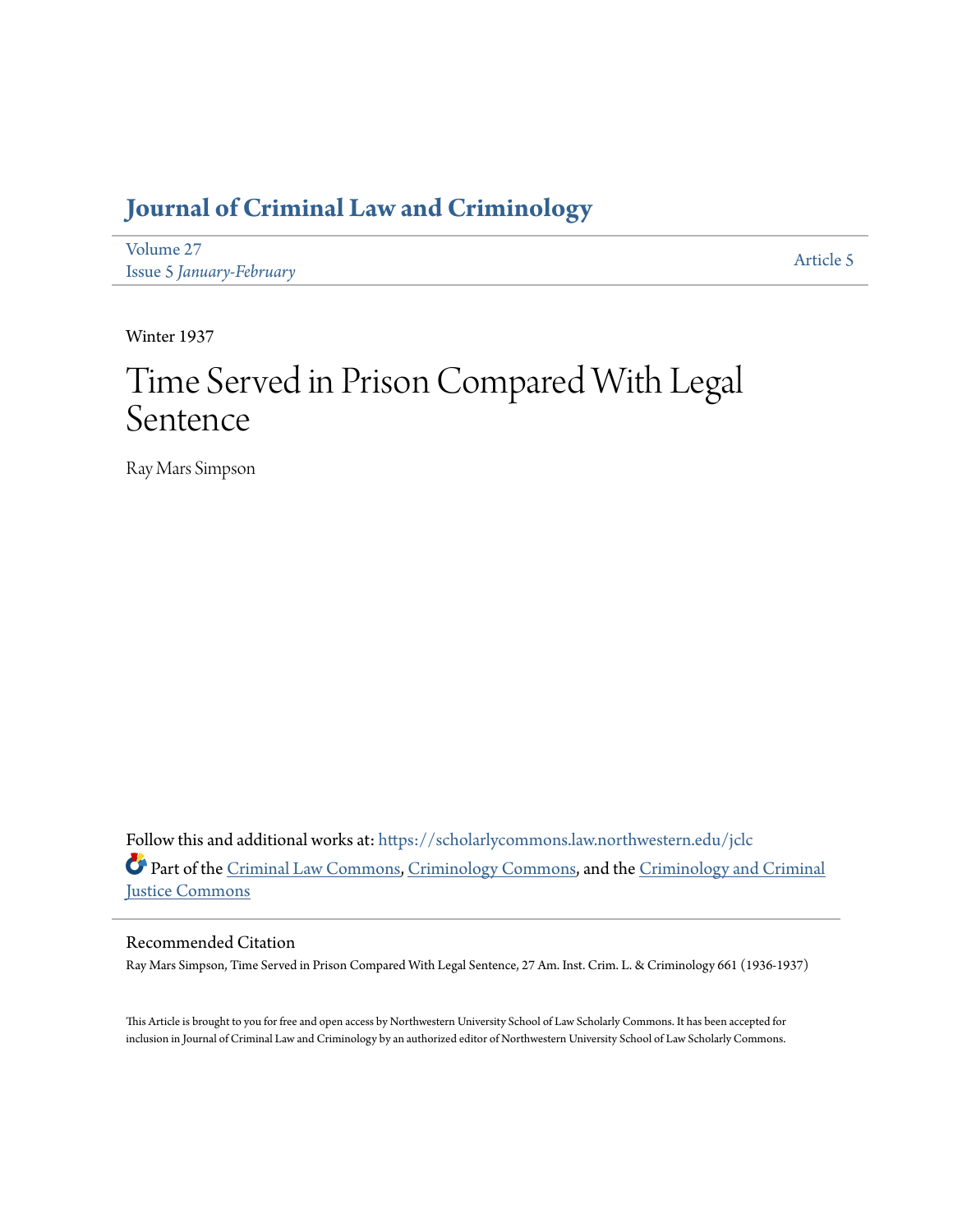# Journal of Criminal Law and Criminology

Volume 27
Issue 5 *January-February*

Article 5

Winter 1937

# Time Served in Prison Compared With Legal Sentence

Ray Mars Simpson

Follow this and additional works at: https://scholarlycommons.law.northwestern.edu/jclc

Part of the Criminal Law Commons, Criminology Commons, and the Criminology and Criminal Justice Commons

## Recommended Citation

Ray Mars Simpson, Time Served in Prison Compared With Legal Sentence, 27 Am. Inst. Crim. L. & Criminology 661 (1936-1937)

This Article is brought to you for free and open access by Northwestern University School of Law Scholarly Commons. It has been accepted for inclusion in Journal of Criminal Law and Criminology by an authorized editor of Northwestern University School of Law Scholarly Commons.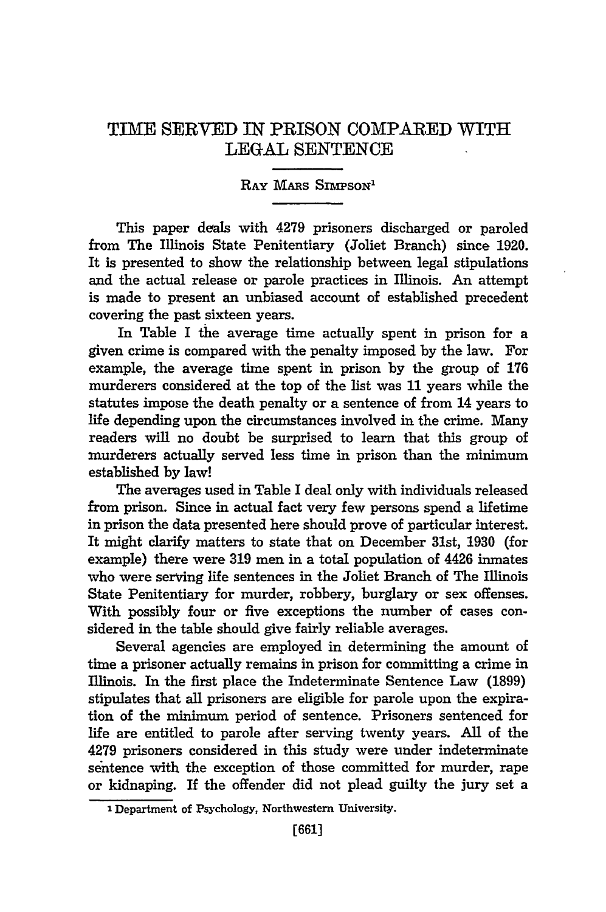# TIME SERVED IN PRISON COMPARED WITH LEGAL SENTENCE

RAY MARS SIMPSON[1]

This paper deals with 4279 prisoners discharged or paroled from The Illinois State Penitentiary (Joliet Branch) since 1920. It is presented to show the relationship between legal stipulations and the actual release or parole practices in Illinois. An attempt is made to present an unbiased account of established precedent covering the past sixteen years.

In Table I the average time actually spent in prison for a given crime is compared with the penalty imposed by the law. For example, the average time spent in prison by the group of 176 murderers considered at the top of the list was 11 years while the statutes impose the death penalty or a sentence of from 14 years to life depending upon the circumstances involved in the crime. Many readers will no doubt be surprised to learn that this group of murderers actually served less time in prison than the minimum established by law!

The averages used in Table I deal only with individuals released from prison. Since in actual fact very few persons spend a lifetime in prison the data presented here should prove of particular interest. It might clarify matters to state that on December 31st, 1930 (for example) there were 319 men in a total population of 4426 inmates who were serving life sentences in the Joliet Branch of The Illinois State Penitentiary for murder, robbery, burglary or sex offenses. With possibly four or five exceptions the number of cases considered in the table should give fairly reliable averages.

Several agencies are employed in determining the amount of time a prisoner actually remains in prison for committing a crime in Illinois. In the first place the Indeterminate Sentence Law (1899) stipulates that all prisoners are eligible for parole upon the expiration of the minimum period of sentence. Prisoners sentenced for life are entitled to parole after serving twenty years. All of the 4279 prisoners considered in this study were under indeterminate sentence with the exception of those committed for murder, rape or kidnaping. If the offender did not plead guilty the jury set a

[1] Department of Psychology, Northwestern University.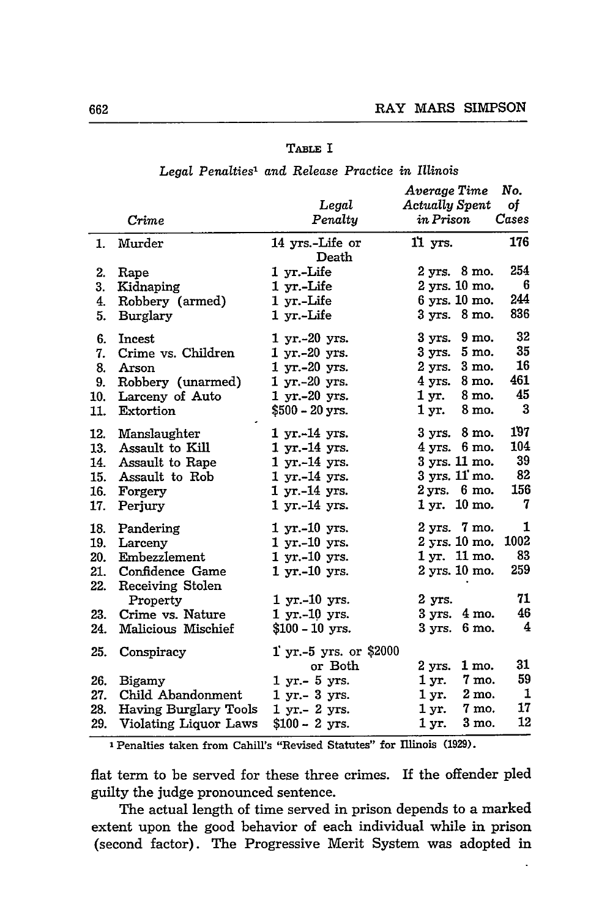TABLE I

*Legal Penalties*[1] *and Release Practice in Illinois*

| | *Crime* | *Legal Penalty* | *Average Time Actually Spent in Prison* | *No. of Cases* |
|---|---|---|---|---|
| 1. | Murder | 14 yrs.-Life or Death | 11 yrs. | 176 |
| 2. | Rape | 1 yr.-Life | 2 yrs. 8 mo. | 254 |
| 3. | Kidnaping | 1 yr.-Life | 2 yrs. 10 mo. | 6 |
| 4. | Robbery (armed) | 1 yr.-Life | 6 yrs. 10 mo. | 244 |
| 5. | Burglary | 1 yr.-Life | 3 yrs. 8 mo. | 836 |
| 6. | Incest | 1 yr.-20 yrs. | 3 yrs. 9 mo. | 32 |
| 7. | Crime vs. Children | 1 yr.-20 yrs. | 3 yrs. 5 mo. | 35 |
| 8. | Arson | 1 yr.-20 yrs. | 2 yrs. 3 mo. | 16 |
| 9. | Robbery (unarmed) | 1 yr.-20 yrs. | 4 yrs. 8 mo. | 461 |
| 10. | Larceny of Auto | 1 yr.-20 yrs. | 1 yr. 8 mo. | 45 |
| 11. | Extortion | $500 - 20 yrs. | 1 yr. 8 mo. | 3 |
| 12. | Manslaughter | 1 yr.-14 yrs. | 3 yrs. 8 mo. | 197 |
| 13. | Assault to Kill | 1 yr.-14 yrs. | 4 yrs. 6 mo. | 104 |
| 14. | Assault to Rape | 1 yr.-14 yrs. | 3 yrs. 11 mo. | 39 |
| 15. | Assault to Rob | 1 yr.-14 yrs. | 3 yrs. 11 mo. | 82 |
| 16. | Forgery | 1 yr.-14 yrs. | 2 yrs. 6 mo. | 156 |
| 17. | Perjury | 1 yr.-14 yrs. | 1 yr. 10 mo. | 7 |
| 18. | Pandering | 1 yr.-10 yrs. | 2 yrs. 7 mo. | 1 |
| 19. | Larceny | 1 yr.-10 yrs. | 2 yrs. 10 mo. | 1002 |
| 20. | Embezzlement | 1 yr.-10 yrs. | 1 yr. 11 mo. | 83 |
| 21. | Confidence Game | 1 yr.-10 yrs. | 2 yrs. 10 mo. | 259 |
| 22. | Receiving Stolen Property | 1 yr.-10 yrs. | 2 yrs. | 71 |
| 23. | Crime vs. Nature | 1 yr.-10 yrs. | 3 yrs. 4 mo. | 46 |
| 24. | Malicious Mischief | $100 - 10 yrs. | 3 yrs. 6 mo. | 4 |
| 25. | Conspiracy | 1 yr.-5 yrs. or $2000 or Both | 2 yrs. 1 mo. | 31 |
| 26. | Bigamy | 1 yr.- 5 yrs. | 1 yr. 7 mo. | 59 |
| 27. | Child Abandonment | 1 yr.- 3 yrs. | 1 yr. 2 mo. | 1 |
| 28. | Having Burglary Tools | 1 yr.- 2 yrs. | 1 yr. 7 mo. | 17 |
| 29. | Violating Liquor Laws | $100 - 2 yrs. | 1 yr. 3 mo. | 12 |

[1] Penalties taken from Cahill's "Revised Statutes" for Illinois (1929).

flat term to be served for these three crimes. If the offender pled guilty the judge pronounced sentence.

The actual length of time served in prison depends to a marked extent upon the good behavior of each individual while in prison (second factor). The Progressive Merit System was adopted in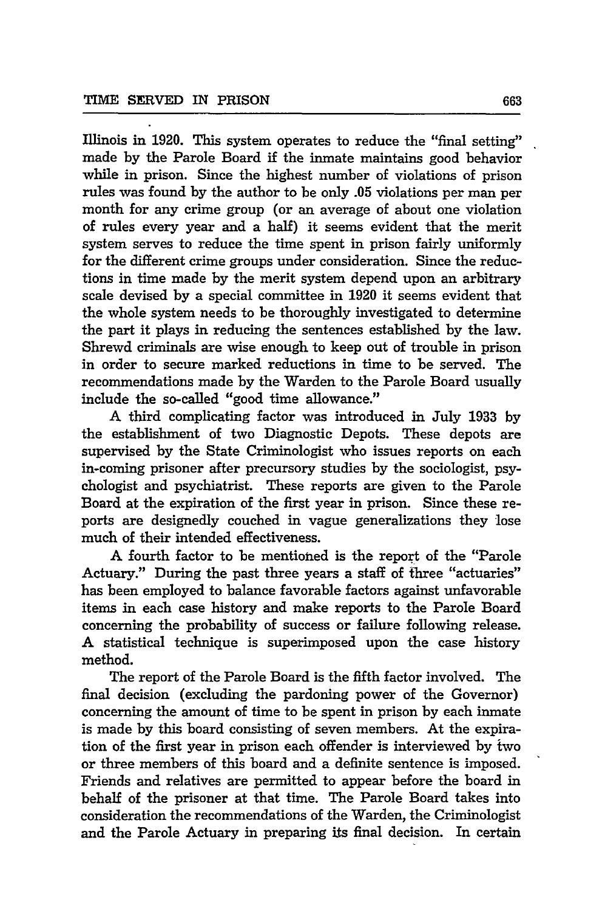Illinois in 1920. This system operates to reduce the "final setting" made by the Parole Board if the inmate maintains good behavior while in prison. Since the highest number of violations of prison rules was found by the author to be only .05 violations per man per month for any crime group (or an average of about one violation of rules every year and a half) it seems evident that the merit system serves to reduce the time spent in prison fairly uniformly for the different crime groups under consideration. Since the reductions in time made by the merit system depend upon an arbitrary scale devised by a special committee in 1920 it seems evident that the whole system needs to be thoroughly investigated to determine the part it plays in reducing the sentences established by the law. Shrewd criminals are wise enough to keep out of trouble in prison in order to secure marked reductions in time to be served. The recommendations made by the Warden to the Parole Board usually include the so-called "good time allowance."

A third complicating factor was introduced in July 1933 by the establishment of two Diagnostic Depots. These depots are supervised by the State Criminologist who issues reports on each in-coming prisoner after precursory studies by the sociologist, psychologist and psychiatrist. These reports are given to the Parole Board at the expiration of the first year in prison. Since these reports are designedly couched in vague generalizations they lose much of their intended effectiveness.

A fourth factor to be mentioned is the report of the "Parole Actuary." During the past three years a staff of three "actuaries" has been employed to balance favorable factors against unfavorable items in each case history and make reports to the Parole Board concerning the probability of success or failure following release. A statistical technique is superimposed upon the case history method.

The report of the Parole Board is the fifth factor involved. The final decision (excluding the pardoning power of the Governor) concerning the amount of time to be spent in prison by each inmate is made by this board consisting of seven members. At the expiration of the first year in prison each offender is interviewed by two or three members of this board and a definite sentence is imposed. Friends and relatives are permitted to appear before the board in behalf of the prisoner at that time. The Parole Board takes into consideration the recommendations of the Warden, the Criminologist and the Parole Actuary in preparing its final decision. In certain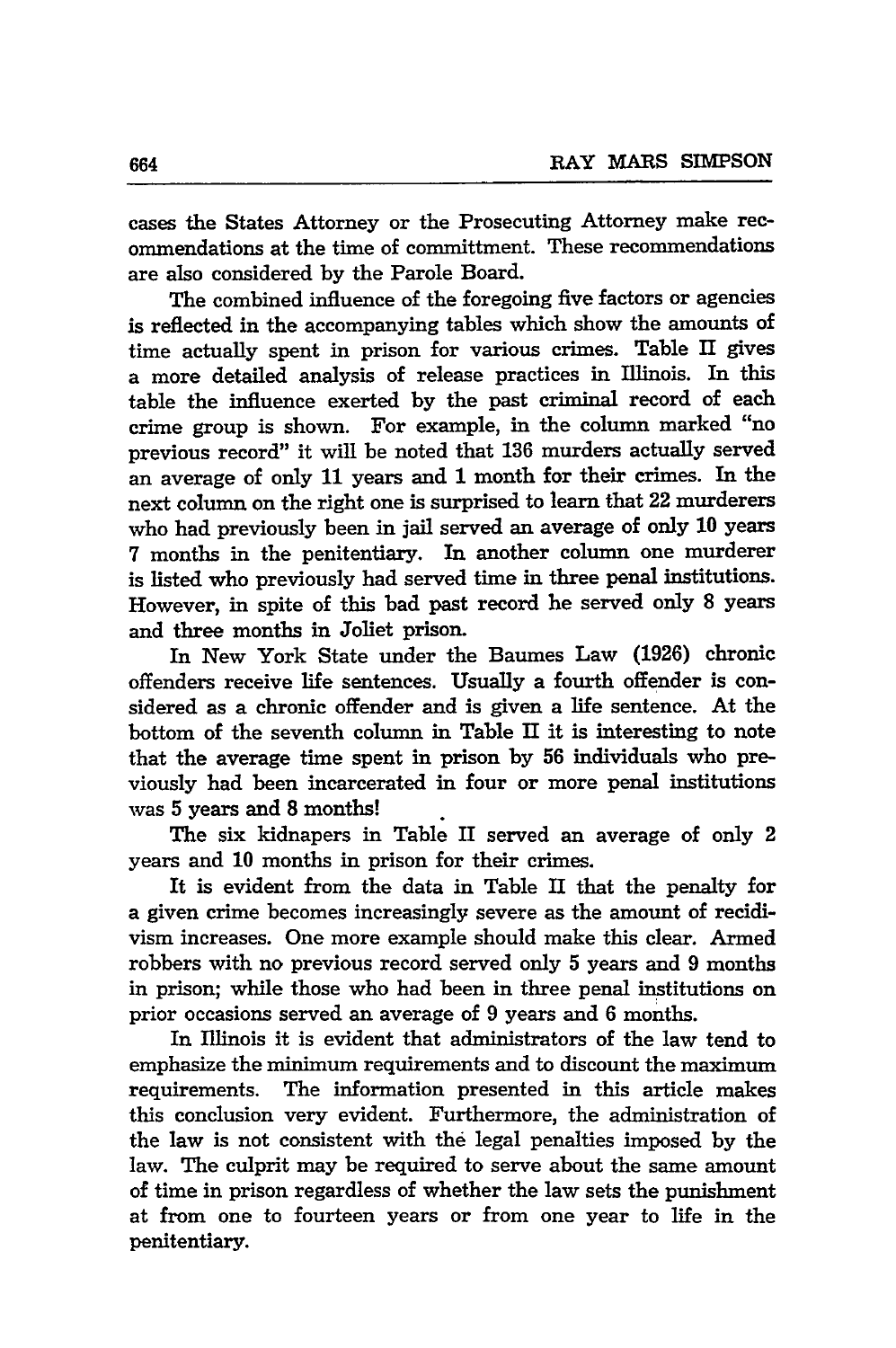cases the States Attorney or the Prosecuting Attorney make recommendations at the time of committment. These recommendations are also considered by the Parole Board.

The combined influence of the foregoing five factors or agencies is reflected in the accompanying tables which show the amounts of time actually spent in prison for various crimes. Table II gives a more detailed analysis of release practices in Illinois. In this table the influence exerted by the past criminal record of each crime group is shown. For example, in the column marked "no previous record" it will be noted that 136 murders actually served an average of only 11 years and 1 month for their crimes. In the next column on the right one is surprised to learn that 22 murderers who had previously been in jail served an average of only 10 years 7 months in the penitentiary. In another column one murderer is listed who previously had served time in three penal institutions. However, in spite of this bad past record he served only 8 years and three months in Joliet prison.

In New York State under the Baumes Law (1926) chronic offenders receive life sentences. Usually a fourth offender is considered as a chronic offender and is given a life sentence. At the bottom of the seventh column in Table II it is interesting to note that the average time spent in prison by 56 individuals who previously had been incarcerated in four or more penal institutions was 5 years and 8 months!

The six kidnapers in Table II served an average of only 2 years and 10 months in prison for their crimes.

It is evident from the data in Table II that the penalty for a given crime becomes increasingly severe as the amount of recidivism increases. One more example should make this clear. Armed robbers with no previous record served only 5 years and 9 months in prison; while those who had been in three penal institutions on prior occasions served an average of 9 years and 6 months.

In Illinois it is evident that administrators of the law tend to emphasize the minimum requirements and to discount the maximum requirements. The information presented in this article makes this conclusion very evident. Furthermore, the administration of the law is not consistent with the legal penalties imposed by the law. The culprit may be required to serve about the same amount of time in prison regardless of whether the law sets the punishment at from one to fourteen years or from one year to life in the penitentiary.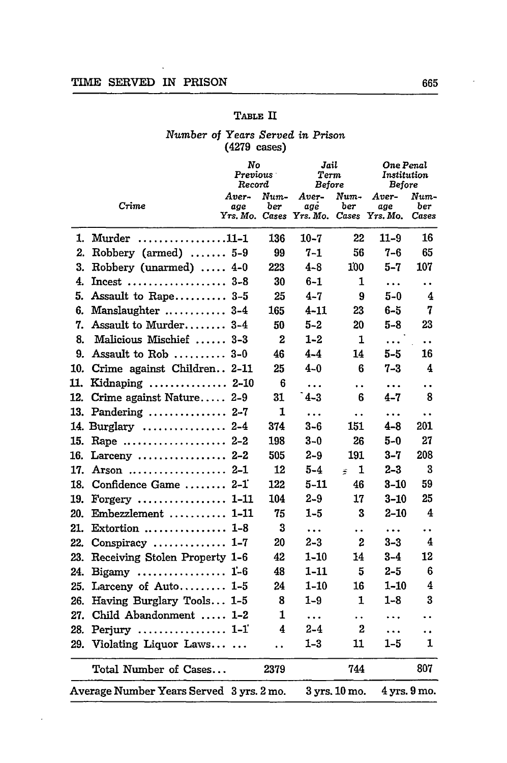TABLE II

*Number of Years Served in Prison*
(4279 cases)

| | Crime | No Previous Record | | Jail Term Before | | One Penal Institution Before | |
|---|---|---|---|---|---|---|---|
| | | *Average Yrs. Mo.* | *Number Cases* | *Average Yrs. Mo.* | *Number Cases* | *Average Yrs. Mo.* | *Number Cases* |
| 1. | Murder | 11-1 | 136 | 10-7 | 22 | 11-9 | 16 |
| 2. | Robbery (armed) | 5-9 | 99 | 7-1 | 56 | 7-6 | 65 |
| 3. | Robbery (unarmed) | 4-0 | 223 | 4-8 | 100 | 5-7 | 107 |
| 4. | Incest | 3-8 | 30 | 6-1 | 1 | ... | .. |
| 5. | Assault to Rape | 3-5 | 25 | 4-7 | 9 | 5-0 | 4 |
| 6. | Manslaughter | 3-4 | 165 | 4-11 | 23 | 6-5 | 7 |
| 7. | Assault to Murder | 3-4 | 50 | 5-2 | 20 | 5-8 | 23 |
| 8. | Malicious Mischief | 3-3 | 2 | 1-2 | 1 | ... | .. |
| 9. | Assault to Rob | 3-0 | 46 | 4-4 | 14 | 5-5 | 16 |
| 10. | Crime against Children | 2-11 | 25 | 4-0 | 6 | 7-3 | 4 |
| 11. | Kidnaping | 2-10 | 6 | ... | .. | ... | .. |
| 12. | Crime against Nature | 2-9 | 31 | 4-3 | 6 | 4-7 | 8 |
| 13. | Pandering | 2-7 | 1 | ... | .. | ... | .. |
| 14. | Burglary | 2-4 | 374 | 3-6 | 151 | 4-8 | 201 |
| 15. | Rape | 2-2 | 198 | 3-0 | 26 | 5-0 | 27 |
| 16. | Larceny | 2-2 | 505 | 2-9 | 191 | 3-7 | 208 |
| 17. | Arson | 2-1 | 12 | 5-4 | 1 | 2-3 | 3 |
| 18. | Confidence Game | 2-1 | 122 | 5-11 | 46 | 3-10 | 59 |
| 19. | Forgery | 1-11 | 104 | 2-9 | 17 | 3-10 | 25 |
| 20. | Embezzlement | 1-11 | 75 | 1-5 | 3 | 2-10 | 4 |
| 21. | Extortion | 1-8 | 3 | ... | .. | ... | .. |
| 22. | Conspiracy | 1-7 | 20 | 2-3 | 2 | 3-3 | 4 |
| 23. | Receiving Stolen Property | 1-6 | 42 | 1-10 | 14 | 3-4 | 12 |
| 24. | Bigamy | 1-6 | 48 | 1-11 | 5 | 2-5 | 6 |
| 25. | Larceny of Auto | 1-5 | 24 | 1-10 | 16 | 1-10 | 4 |
| 26. | Having Burglary Tools | 1-5 | 8 | 1-9 | 1 | 1-8 | 3 |
| 27. | Child Abandonment | 1-2 | 1 | ... | .. | ... | .. |
| 28. | Perjury | 1-1 | 4 | 2-4 | 2 | ... | .. |
| 29. | Violating Liquor Laws | ... | .. | 1-3 | 11 | 1-5 | 1 |
| | Total Number of Cases | | 2379 | | 744 | | 807 |
| | Average Number Years Served | 3 yrs. 2 mo. | | 3 yrs. 10 mo. | | 4 yrs. 9 mo. | |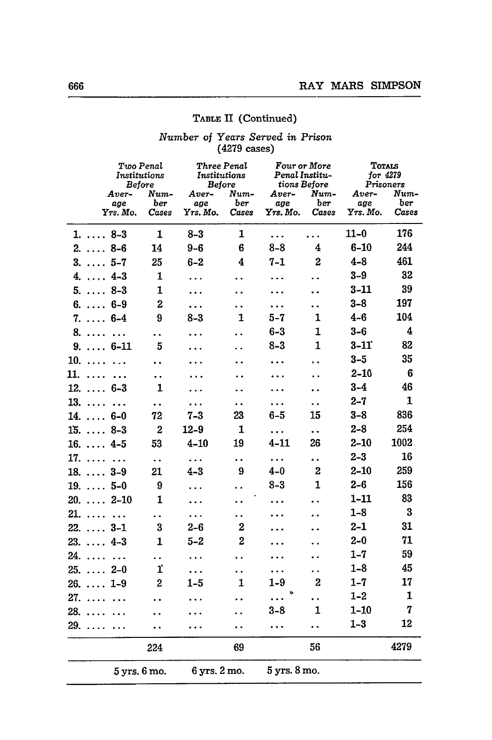TABLE II (Continued)

*Number of Years Served in Prison*
(4279 cases)

| | *Two Penal Institutions Before* | | *Three Penal Institutions Before* | | *Four or More Penal Institutions Before* | | TOTALS *for 4279 Prisoners* | |
|---|---|---|---|---|---|---|---|---|
| | *Average Yrs. Mo.* | *Number Cases* | *Average Yrs. Mo.* | *Number Cases* | *Average Yrs. Mo.* | *Number Cases* | *Average Yrs. Mo.* | *Number Cases* |
| 1. .... | 8-3 | 1 | 8-3 | 1 | ... | ... | 11-0 | 176 |
| 2. .... | 8-6 | 14 | 9-6 | 6 | 8-8 | 4 | 6-10 | 244 |
| 3. .... | 5-7 | 25 | 6-2 | 4 | 7-1 | 2 | 4-8 | 461 |
| 4. .... | 4-3 | 1 | ... | .. | ... | .. | 3-9 | 32 |
| 5. .... | 8-3 | 1 | ... | .. | ... | .. | 3-11 | 39 |
| 6. .... | 6-9 | 2 | ... | .. | ... | .. | 3-8 | 197 |
| 7. .... | 6-4 | 9 | 8-3 | 1 | 5-7 | 1 | 4-6 | 104 |
| 8. .... | ... | .. | ... | .. | 6-3 | 1 | 3-6 | 4 |
| 9. .... | 6-11 | 5 | ... | .. | 8-3 | 1 | 3-11 | 82 |
| 10. .... | ... | .. | ... | .. | ... | .. | 3-5 | 35 |
| 11. .... | ... | .. | ... | .. | ... | .. | 2-10 | 6 |
| 12. .... | 6-3 | 1 | ... | .. | ... | .. | 3-4 | 46 |
| 13. .... | ... | .. | ... | .. | ... | .. | 2-7 | 1 |
| 14. .... | 6-0 | 72 | 7-3 | 23 | 6-5 | 15 | 3-8 | 836 |
| 15. .... | 8-3 | 2 | 12-9 | 1 | ... | .. | 2-8 | 254 |
| 16. .... | 4-5 | 53 | 4-10 | 19 | 4-11 | 26 | 2-10 | 1002 |
| 17. .... | ... | .. | ... | .. | ... | .. | 2-3 | 16 |
| 18. .... | 3-9 | 21 | 4-3 | 9 | 4-0 | 2 | 2-10 | 259 |
| 19. .... | 5-0 | 9 | ... | .. | 8-3 | 1 | 2-6 | 156 |
| 20. .... | 2-10 | 1 | ... | .. | ... | .. | 1-11 | 83 |
| 21. .... | ... | .. | ... | .. | ... | .. | 1-8 | 3 |
| 22. .... | 3-1 | 3 | 2-6 | 2 | ... | .. | 2-1 | 31 |
| 23. .... | 4-3 | 1 | 5-2 | 2 | ... | .. | 2-0 | 71 |
| 24. .... | ... | .. | ... | .. | ... | .. | 1-7 | 59 |
| 25. .... | 2-0 | 1 | ... | .. | ... | .. | 1-8 | 45 |
| 26. .... | 1-9 | 2 | 1-5 | 1 | 1-9 | 2 | 1-7 | 17 |
| 27. .... | ... | .. | ... | .. | ... | .. | 1-2 | 1 |
| 28. .... | ... | .. | ... | .. | 3-8 | 1 | 1-10 | 7 |
| 29. .... | ... | .. | ... | .. | ... | .. | 1-3 | 12 |
| | | 224 | | 69 | | 56 | | 4279 |
| | 5 yrs. 6 mo. | | 6 yrs. 2 mo. | | 5 yrs. 8 mo. | | | |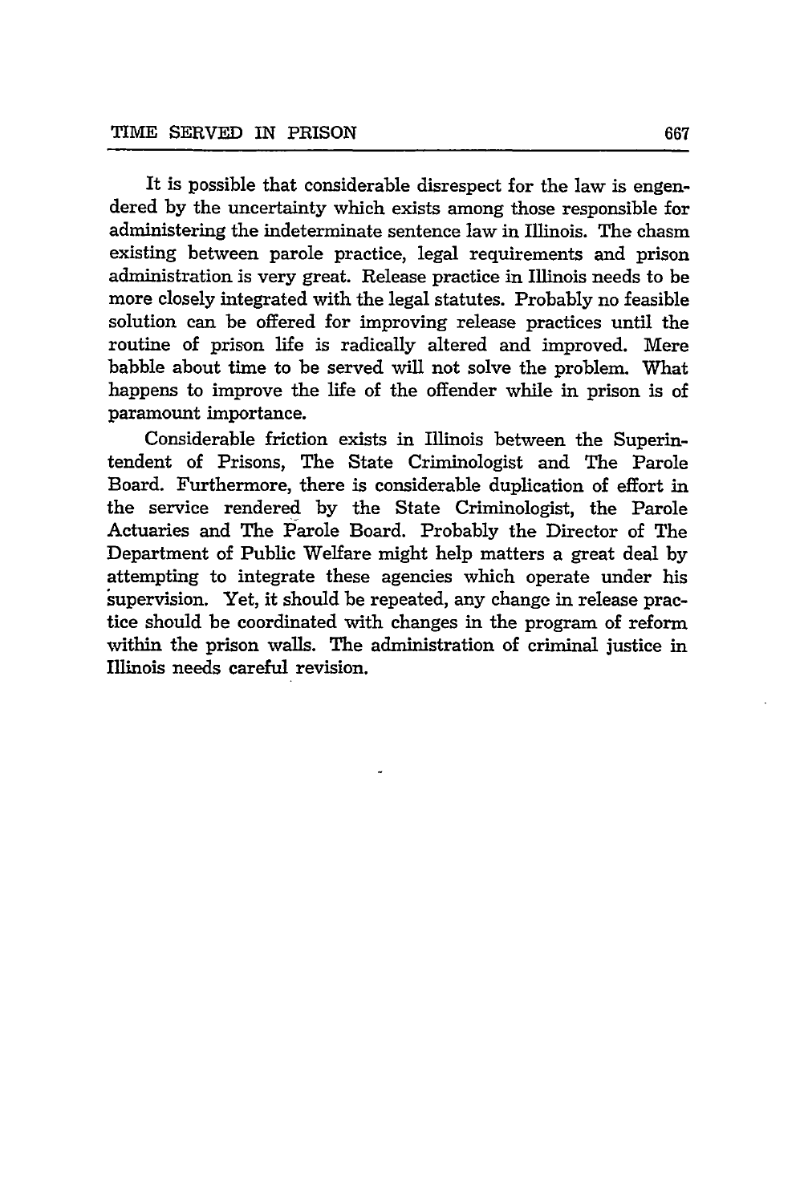It is possible that considerable disrespect for the law is engendered by the uncertainty which exists among those responsible for administering the indeterminate sentence law in Illinois. The chasm existing between parole practice, legal requirements and prison administration is very great. Release practice in Illinois needs to be more closely integrated with the legal statutes. Probably no feasible solution can be offered for improving release practices until the routine of prison life is radically altered and improved. Mere babble about time to be served will not solve the problem. What happens to improve the life of the offender while in prison is of paramount importance.

Considerable friction exists in Illinois between the Superintendent of Prisons, The State Criminologist and The Parole Board. Furthermore, there is considerable duplication of effort in the service rendered by the State Criminologist, the Parole Actuaries and The Parole Board. Probably the Director of The Department of Public Welfare might help matters a great deal by attempting to integrate these agencies which operate under his supervision. Yet, it should be repeated, any change in release practice should be coordinated with changes in the program of reform within the prison walls. The administration of criminal justice in Illinois needs careful revision.